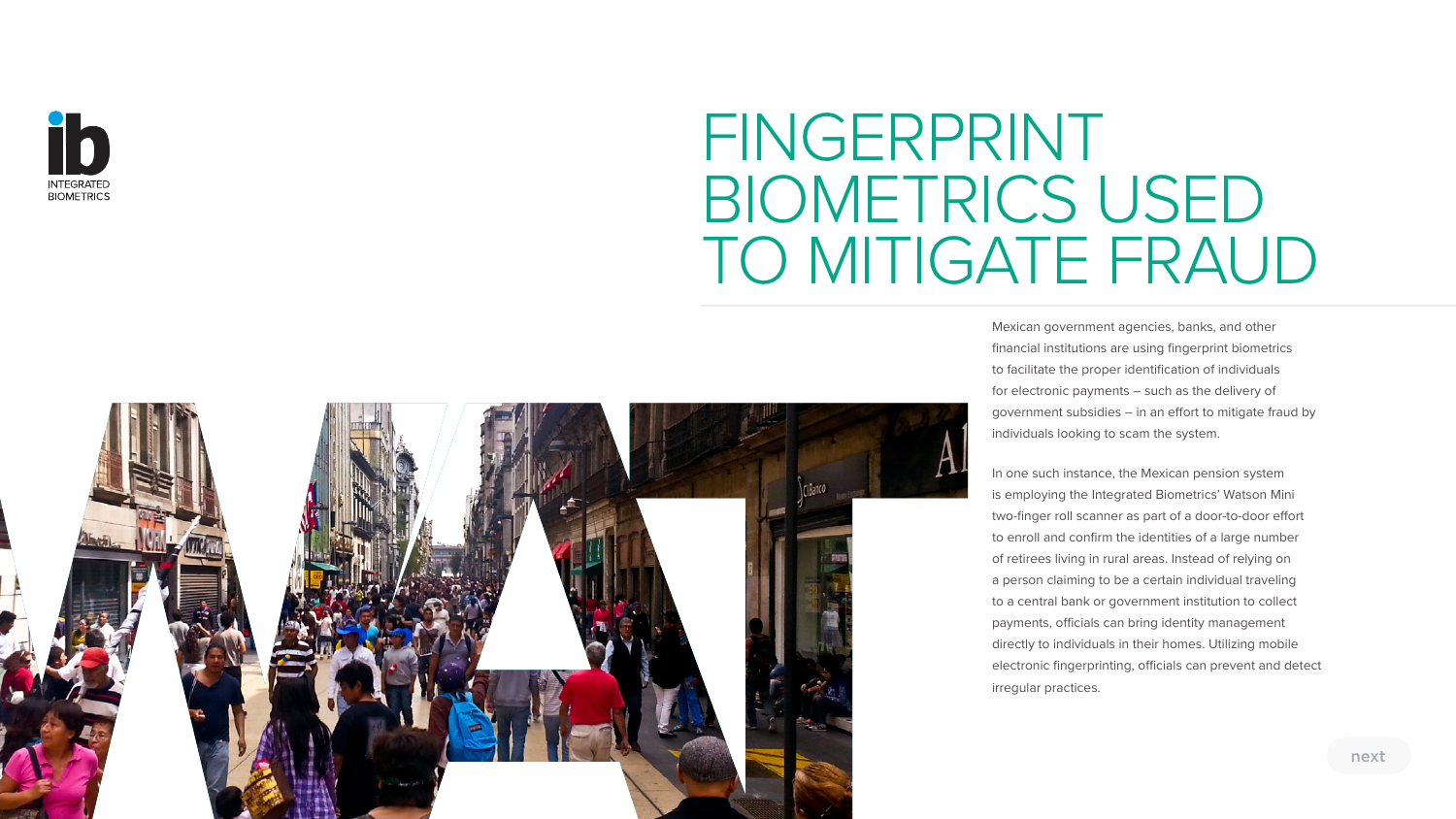INTEGRATED BIOMETRICS

# FINGERPRINT BIOMETRICS USED TO MITIGATE FRAUD

Mexican government agencies, banks, and other financial institutions are using fingerprint biometrics to facilitate the proper identification of individuals for electronic payments – such as the delivery of government subsidies – in an effort to mitigate fraud by individuals looking to scam the system.

In one such instance, the Mexican pension system is employing the Integrated Biometrics' Watson Mini two-finger roll scanner as part of a door-to-door effort to enroll and confirm the identities of a large number of retirees living in rural areas. Instead of relying on a person claiming to be a certain individual traveling to a central bank or government institution to collect payments, officials can bring identity management directly to individuals in their homes. Utilizing mobile electronic fingerprinting, officials can prevent and detect irregular practices.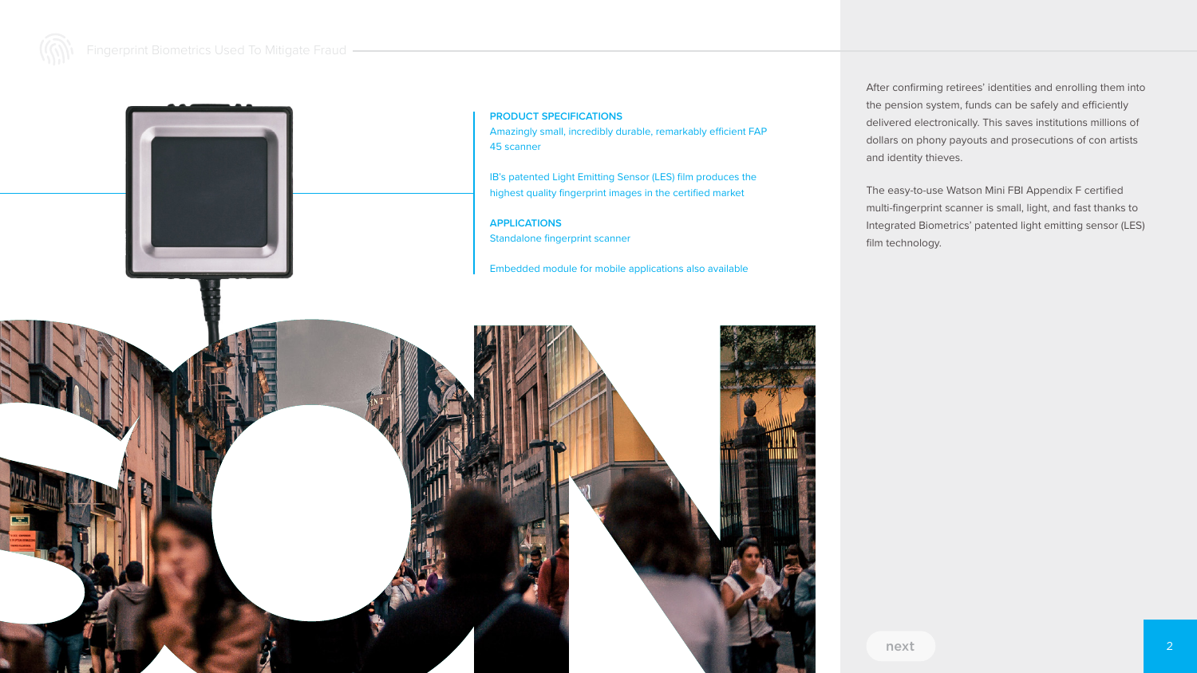**PRODUCT SPECIFICATIONS**

Amazingly small, incredibly durable, remarkably efficient FAP 45 scanner

IB's patented Light Emitting Sensor (LES) film produces the highest quality fingerprint images in the certified market

**APPLICATIONS**

Standalone fingerprint scanner

Embedded module for mobile applications also available

After confirming retirees' identities and enrolling them into the pension system, funds can be safely and efficiently delivered electronically. This saves institutions millions of dollars on phony payouts and prosecutions of con artists and identity thieves.

The easy-to-use Watson Mini FBI Appendix F certified multi-fingerprint scanner is small, light, and fast thanks to Integrated Biometrics' patented light emitting sensor (LES) film technology.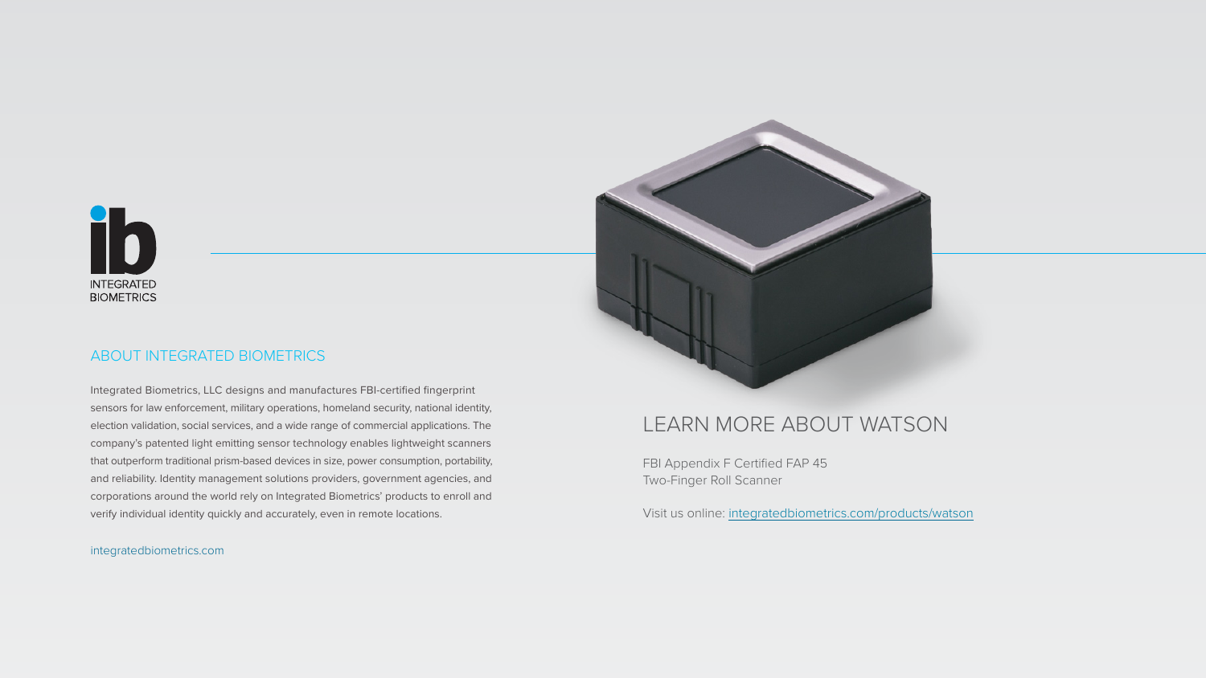INTEGRATED BIOMETRICS

## ABOUT INTEGRATED BIOMETRICS

Integrated Biometrics, LLC designs and manufactures FBI-certified fingerprint sensors for law enforcement, military operations, homeland security, national identity, election validation, social services, and a wide range of commercial applications. The company's patented light emitting sensor technology enables lightweight scanners that outperform traditional prism-based devices in size, power consumption, portability, and reliability. Identity management solutions providers, government agencies, and corporations around the world rely on Integrated Biometrics' products to enroll and verify individual identity quickly and accurately, even in remote locations.

integratedbiometrics.com

## LEARN MORE ABOUT WATSON

FBI Appendix F Certified FAP 45
Two-Finger Roll Scanner

Visit us online: integratedbiometrics.com/products/watson